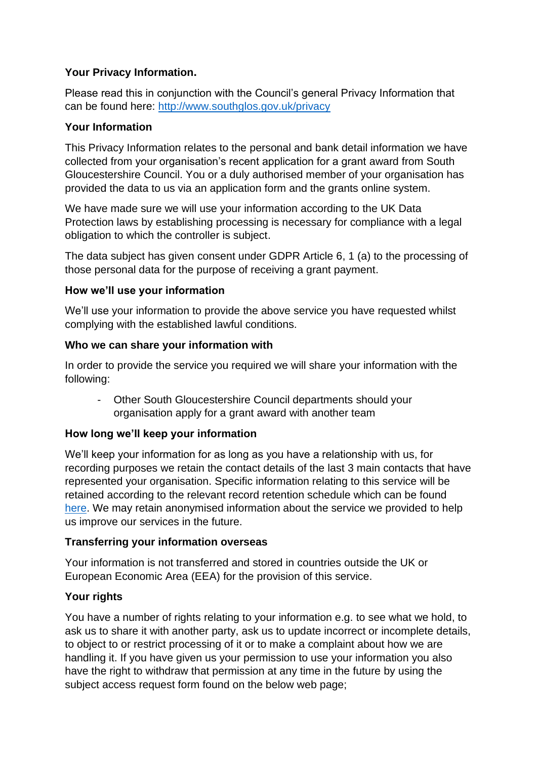**Your Privacy Information.**

Please read this in conjunction with the Council's general Privacy Information that can be found here: [http://www.southglos.gov.uk/privacy](http://www.southglos.gov.uk/privacy)

**Your Information**

This Privacy Information relates to the personal and bank detail information we have collected from your organisation's recent application for a grant award from South Gloucestershire Council. You or a duly authorised member of your organisation has provided the data to us via an application form and the grants online system.

We have made sure we will use your information according to the UK Data Protection laws by establishing processing is necessary for compliance with a legal obligation to which the controller is subject.

The data subject has given consent under GDPR Article 6, 1 (a) to the processing of those personal data for the purpose of receiving a grant payment.

**How we'll use your information**

We'll use your information to provide the above service you have requested whilst complying with the established lawful conditions.

**Who we can share your information with**

In order to provide the service you required we will share your information with the following:

- Other South Gloucestershire Council departments should your organisation apply for a grant award with another team

**How long we'll keep your information**

We'll keep your information for as long as you have a relationship with us, for recording purposes we retain the contact details of the last 3 main contacts that have represented your organisation. Specific information relating to this service will be retained according to the relevant record retention schedule which can be found here. We may retain anonymised information about the service we provided to help us improve our services in the future.

**Transferring your information overseas**

Your information is not transferred and stored in countries outside the UK or European Economic Area (EEA) for the provision of this service.

**Your rights**

You have a number of rights relating to your information e.g. to see what we hold, to ask us to share it with another party, ask us to update incorrect or incomplete details, to object to or restrict processing of it or to make a complaint about how we are handling it. If you have given us your permission to use your information you also have the right to withdraw that permission at any time in the future by using the subject access request form found on the below web page;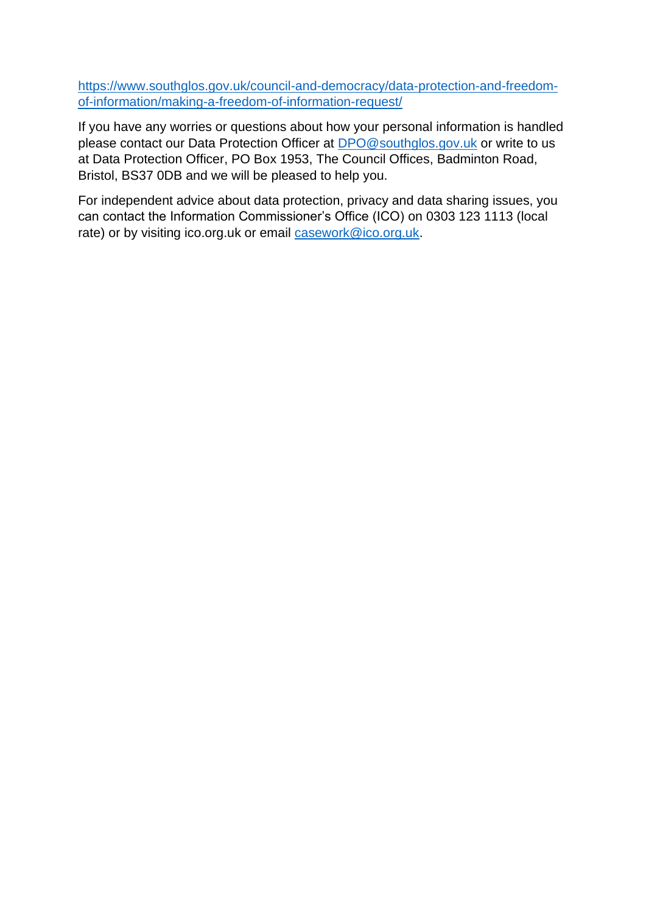[https://www.southglos.gov.uk/council-and-democracy/data-protection-and-freedom-of-information/making-a-freedom-of-information-request/](https://www.southglos.gov.uk/council-and-democracy/data-protection-and-freedom-of-information/making-a-freedom-of-information-request/)

If you have any worries or questions about how your personal information is handled please contact our Data Protection Officer at [DPO@southglos.gov.uk](mailto:DPO@southglos.gov.uk) or write to us at Data Protection Officer, PO Box 1953, The Council Offices, Badminton Road, Bristol, BS37 0DB and we will be pleased to help you.

For independent advice about data protection, privacy and data sharing issues, you can contact the Information Commissioner's Office (ICO) on 0303 123 1113 (local rate) or by visiting ico.org.uk or email [casework@ico.org.uk](mailto:casework@ico.org.uk).